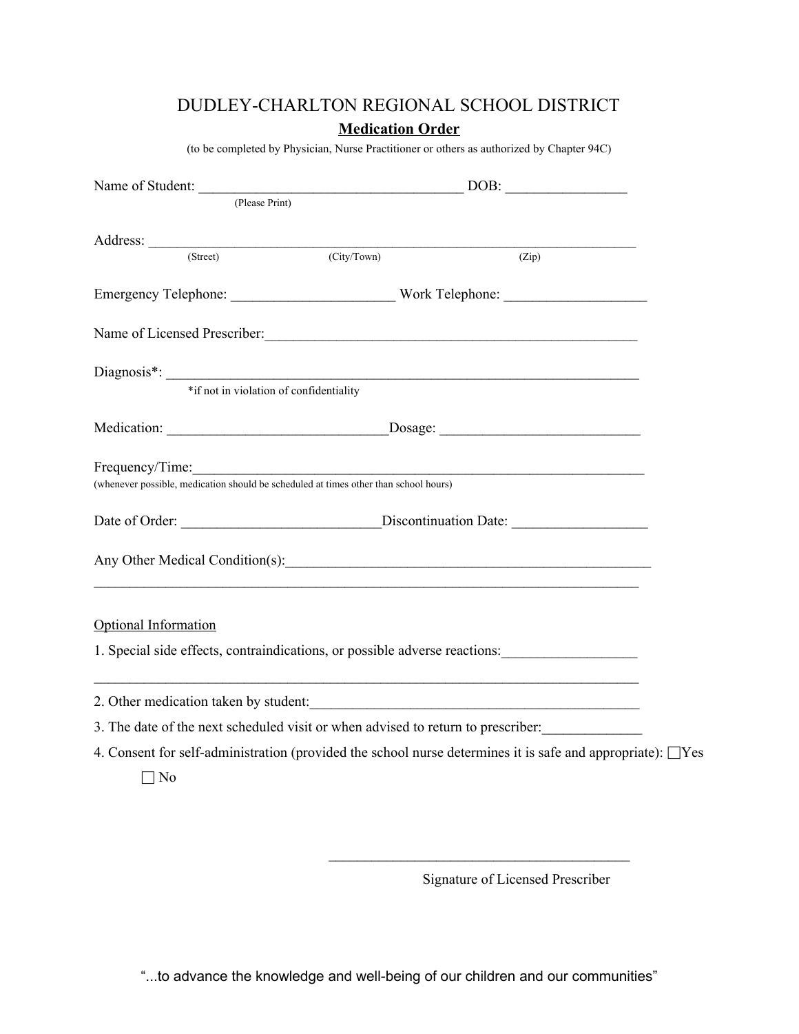# DUDLEY-CHARLTON REGIONAL SCHOOL DISTRICT

## **Medication Order**

(to be completed by Physician, Nurse Practitioner or others as authorized by Chapter 94C)

Name of Student: ____________________________________ DOB: ________________
(Please Print)

Address: ____________________________________________________________________
(Street) (City/Town) (Zip)

Emergency Telephone: ______________________ Work Telephone: ___________________

Name of Licensed Prescriber:____________________________________________________

Diagnosis*: _________________________________________________________________
*if not in violation of confidentiality

Medication: ______________________________Dosage: ___________________________

Frequency/Time:_______________________________________________________________
(whenever possible, medication should be scheduled at times other than school hours)

Date of Order: ___________________________Discontinuation Date: __________________

Any Other Medical Condition(s):__________________________________________________
_____________________________________________________________________________

Optional Information

1. Special side effects, contraindications, or possible adverse reactions:__________________
_____________________________________________________________________________
2. Other medication taken by student:_____________________________________________
3. The date of the next scheduled visit or when advised to return to prescriber:_____________
4. Consent for self-administration (provided the school nurse determines it is safe and appropriate): ☐Yes ☐ No

__________________________________________
Signature of Licensed Prescriber

"...to advance the knowledge and well-being of our children and our communities"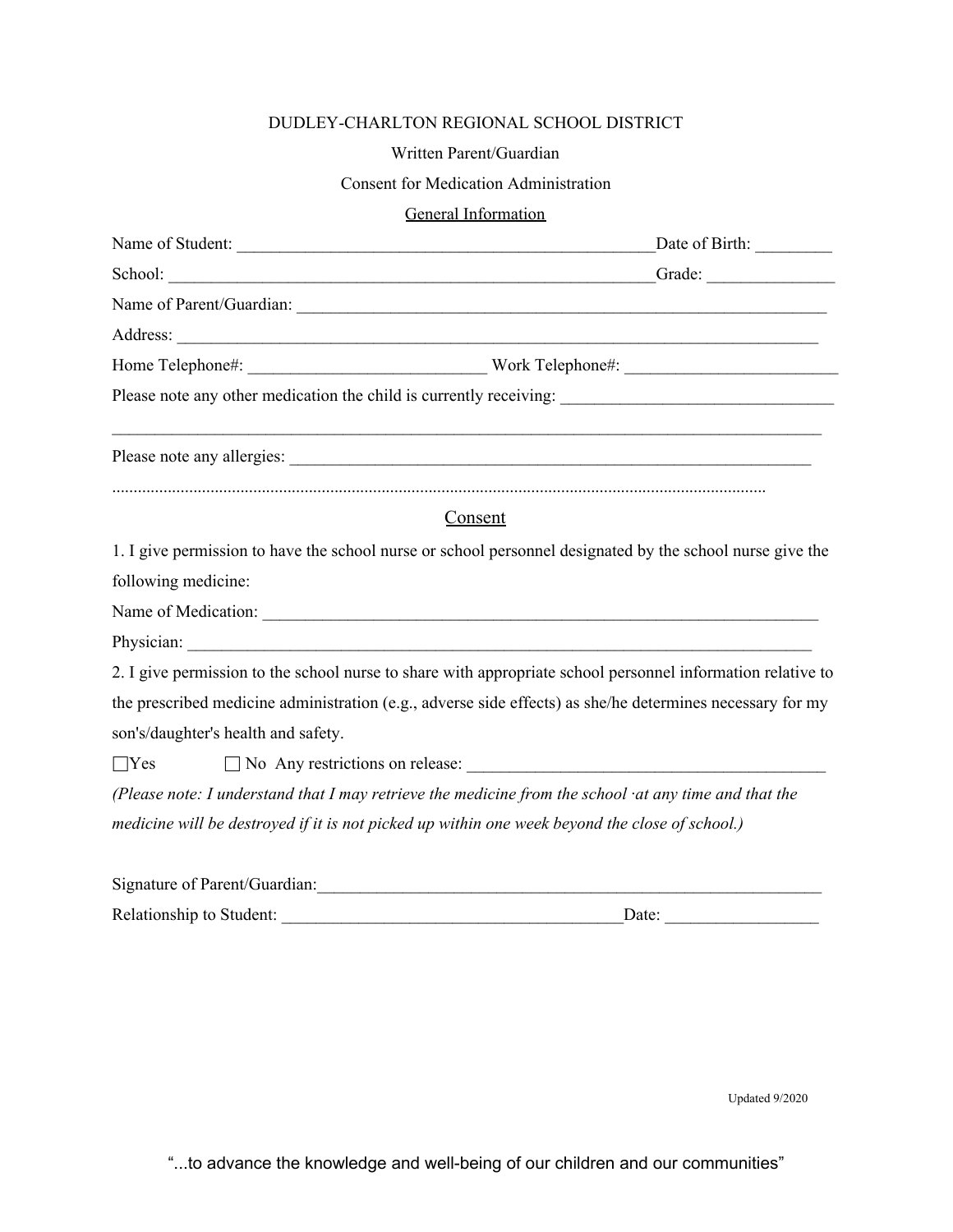DUDLEY-CHARLTON REGIONAL SCHOOL DISTRICT

Written Parent/Guardian

Consent for Medication Administration

General Information

Name of Student: ________________________________________________Date of Birth: _________

School: ________________________________________________________Grade: _______________

Name of Parent/Guardian: ______________________________________________________________

Address: ____________________________________________________________________________

Home Telephone#: ___________________________ Work Telephone#: ________________________

Please note any other medication the child is currently receiving: _______________________________

____________________________________________________________________________________

Please note any allergies: _____________________________________________________________

......................................................................................................................................................

Consent

1. I give permission to have the school nurse or school personnel designated by the school nurse give the following medicine:

Name of Medication: _________________________________________________________________

Physician: __________________________________________________________________________

2. I give permission to the school nurse to share with appropriate school personnel information relative to the prescribed medicine administration (e.g., adverse side effects) as she/he determines necessary for my son's/daughter's health and safety.

☐Yes ☐ No Any restrictions on release: __________________________________________

*(Please note: I understand that I may retrieve the medicine from the school ·at any time and that the medicine will be destroyed if it is not picked up within one week beyond the close of school.)*

Signature of Parent/Guardian:___________________________________________________________

Relationship to Student: ______________________________________Date: _________________

Updated 9/2020

"...to advance the knowledge and well-being of our children and our communities"